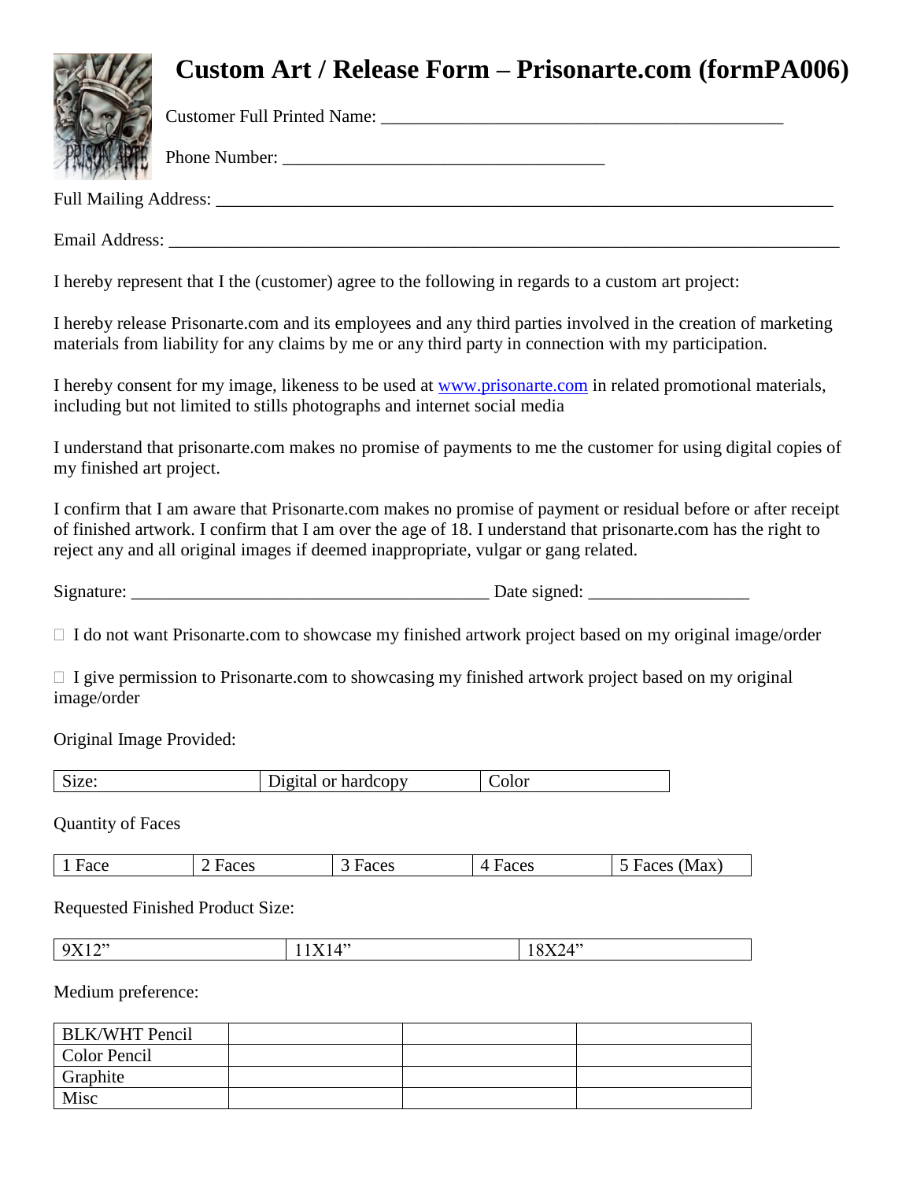# Custom Art / Release Form – Prisonarte.com (formPA006)

Customer Full Printed Name: _______________________________________________

Phone Number: _____________________________________

Full Mailing Address: _________________________________________________________________________

Email Address: _______________________________________________________________________________

I hereby represent that I the (customer) agree to the following in regards to a custom art project:

I hereby release Prisonarte.com and its employees and any third parties involved in the creation of marketing materials from liability for any claims by me or any third party in connection with my participation.

I hereby consent for my image, likeness to be used at [www.prisonarte.com](http://www.prisonarte.com) in related promotional materials, including but not limited to stills photographs and internet social media

I understand that prisonarte.com makes no promise of payments to me the customer for using digital copies of my finished art project.

I confirm that I am aware that Prisonarte.com makes no promise of payment or residual before or after receipt of finished artwork. I confirm that I am over the age of 18. I understand that prisonarte.com has the right to reject any and all original images if deemed inappropriate, vulgar or gang related.

Signature: ___________________________________________ Date signed: __________________

☐ I do not want Prisonarte.com to showcase my finished artwork project based on my original image/order

☐ I give permission to Prisonarte.com to showcasing my finished artwork project based on my original image/order

Original Image Provided:

| Size: | Digital or hardcopy | Color |
|---|---|---|

Quantity of Faces

| 1 Face | 2 Faces | 3 Faces | 4 Faces | 5 Faces (Max) |
|---|---|---|---|---|

Requested Finished Product Size:

| 9X12" | 11X14" | 18X24" |
|---|---|---|

Medium preference:

| BLK/WHT Pencil | | | |
|---|---|---|---|
| Color Pencil | | | |
| Graphite | | | |
| Misc | | | |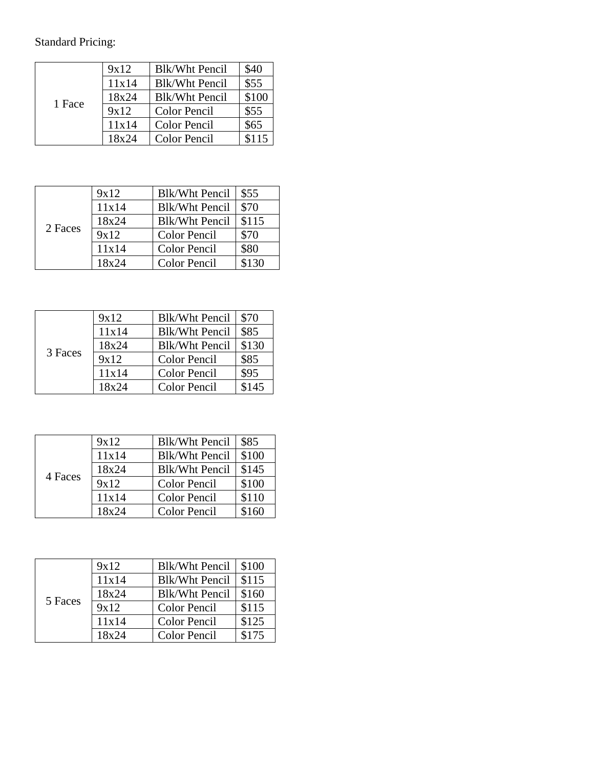Standard Pricing:

| | | | |
|---|---|---|---|
| 1 Face | 9x12 | Blk/Wht Pencil | $40 |
| | 11x14 | Blk/Wht Pencil | $55 |
| | 18x24 | Blk/Wht Pencil | $100 |
| | 9x12 | Color Pencil | $55 |
| | 11x14 | Color Pencil | $65 |
| | 18x24 | Color Pencil | $115 |

| | | | |
|---|---|---|---|
| 2 Faces | 9x12 | Blk/Wht Pencil | $55 |
| | 11x14 | Blk/Wht Pencil | $70 |
| | 18x24 | Blk/Wht Pencil | $115 |
| | 9x12 | Color Pencil | $70 |
| | 11x14 | Color Pencil | $80 |
| | 18x24 | Color Pencil | $130 |

| | | | |
|---|---|---|---|
| 3 Faces | 9x12 | Blk/Wht Pencil | $70 |
| | 11x14 | Blk/Wht Pencil | $85 |
| | 18x24 | Blk/Wht Pencil | $130 |
| | 9x12 | Color Pencil | $85 |
| | 11x14 | Color Pencil | $95 |
| | 18x24 | Color Pencil | $145 |

| | | | |
|---|---|---|---|
| 4 Faces | 9x12 | Blk/Wht Pencil | $85 |
| | 11x14 | Blk/Wht Pencil | $100 |
| | 18x24 | Blk/Wht Pencil | $145 |
| | 9x12 | Color Pencil | $100 |
| | 11x14 | Color Pencil | $110 |
| | 18x24 | Color Pencil | $160 |

| | | | |
|---|---|---|---|
| 5 Faces | 9x12 | Blk/Wht Pencil | $100 |
| | 11x14 | Blk/Wht Pencil | $115 |
| | 18x24 | Blk/Wht Pencil | $160 |
| | 9x12 | Color Pencil | $115 |
| | 11x14 | Color Pencil | $125 |
| | 18x24 | Color Pencil | $175 |